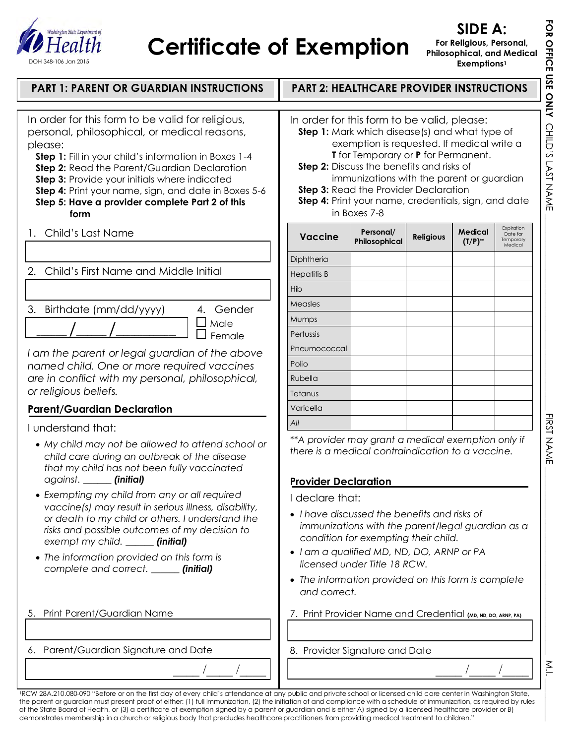Washington State Department of Health

DOH 348-106 Jan 2015

# Certificate of Exemption

## SIDE A:

**For Religious, Personal, Philosophical, and Medical Exemptions**[1]

**FOR OFFICE USE ONLY** CHILD'S LAST NAME ______ FIRST NAME ______ M.I. ______

## PART 1: PARENT OR GUARDIAN INSTRUCTIONS

In order for this form to be valid for religious, personal, philosophical, or medical reasons, please:

- **Step 1:** Fill in your child's information in Boxes 1-4
- **Step 2:** Read the Parent/Guardian Declaration
- **Step 3:** Provide your initials where indicated
- **Step 4:** Print your name, sign, and date in Boxes 5-6
- **Step 5: Have a provider complete Part 2 of this form**

1. Child's Last Name

2. Child's First Name and Middle Initial

3. Birthdate (mm/dd/yyyy) ____/____/________

4. Gender
   - ☐ Male
   - ☐ Female

*I am the parent or legal guardian of the above named child. One or more required vaccines are in conflict with my personal, philosophical, or religious beliefs.*

### Parent/Guardian Declaration

I understand that:

- *My child may not be allowed to attend school or child care during an outbreak of the disease that my child has not been fully vaccinated against.* ______ ***(initial)***
- *Exempting my child from any or all required vaccine(s) may result in serious illness, disability, or death to my child or others. I understand the risks and possible outcomes of my decision to exempt my child.* ______ ***(initial)***
- *The information provided on this form is complete and correct.* ______ ***(initial)***

5. Print Parent/Guardian Name

6. Parent/Guardian Signature and Date ____/____/____

## PART 2: HEALTHCARE PROVIDER INSTRUCTIONS

In order for this form to be valid, please:

- **Step 1:** Mark which disease(s) and what type of exemption is requested. If medical write a **T** for Temporary or **P** for Permanent.
- **Step 2:** Discuss the benefits and risks of immunizations with the parent or guardian
- **Step 3:** Read the Provider Declaration
- **Step 4:** Print your name, credentials, sign, and date in Boxes 7-8

| Vaccine | Personal/ Philosophical | Religious | Medical (T/P)** | Expiration Date for Temporary Medical |
|---|---|---|---|---|
| Diphtheria | | | | |
| Hepatitis B | | | | |
| Hib | | | | |
| Measles | | | | |
| Mumps | | | | |
| Pertussis | | | | |
| Pneumococcal | | | | |
| Polio | | | | |
| Rubella | | | | |
| Tetanus | | | | |
| Varicella | | | | |
| *All* | | | | |

*\*\*A provider may grant a medical exemption only if there is a medical contraindication to a vaccine.*

### Provider Declaration

I declare that:

- *I have discussed the benefits and risks of immunizations with the parent/legal guardian as a condition for exempting their child.*
- *I am a qualified MD, ND, DO, ARNP or PA licensed under Title 18 RCW.*
- *The information provided on this form is complete and correct.*

7. Print Provider Name and Credential (MD, ND, DO, ARNP, PA)

8. Provider Signature and Date ____/____/____

[1] RCW 28A.210.080-090 "Before or on the first day of every child's attendance at any public and private school or licensed child care center in Washington State, the parent or guardian must present proof of either: (1) full immunization, (2) the initiation of and compliance with a schedule of immunization, as required by rules of the State Board of Health, or (3) a certificate of exemption signed by a parent or guardian and is either A) signed by a licensed healthcare provider or B) demonstrates membership in a church or religious body that precludes healthcare practitioners from providing medical treatment to children."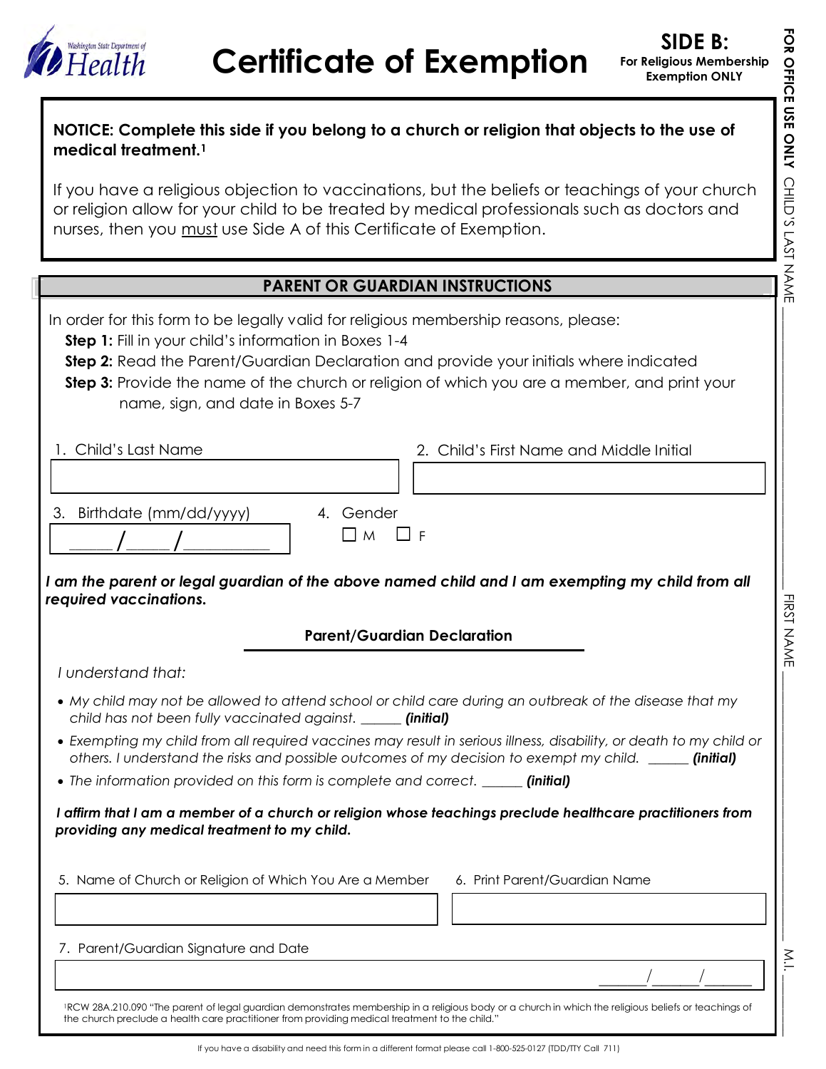Washington State Department of Health

# Certificate of Exemption

**SIDE B:**
**For Religious Membership Exemption ONLY**

**FOR OFFICE USE ONLY** CHILD'S LAST NAME ________ FIRST NAME ________ M.I. ____

**NOTICE: Complete this side if you belong to a church or religion that objects to the use of medical treatment.[1]**

If you have a religious objection to vaccinations, but the beliefs or teachings of your church or religion allow for your child to be treated by medical professionals such as doctors and nurses, then you must use Side A of this Certificate of Exemption.

## PARENT OR GUARDIAN INSTRUCTIONS

In order for this form to be legally valid for religious membership reasons, please:

**Step 1:** Fill in your child's information in Boxes 1-4

**Step 2:** Read the Parent/Guardian Declaration and provide your initials where indicated

**Step 3:** Provide the name of the church or religion of which you are a member, and print your name, sign, and date in Boxes 5-7

1. Child's Last Name

2. Child's First Name and Middle Initial

3. Birthdate (mm/dd/yyyy) ____/____/________

4. Gender ☐ M ☐ F

***I am the parent or legal guardian of the above named child and I am exempting my child from all required vaccinations.***

### Parent/Guardian Declaration

*I understand that:*

- *My child may not be allowed to attend school or child care during an outbreak of the disease that my child has not been fully vaccinated against.* ______ ***(initial)***
- *Exempting my child from all required vaccines may result in serious illness, disability, or death to my child or others. I understand the risks and possible outcomes of my decision to exempt my child.* ______ ***(initial)***
- *The information provided on this form is complete and correct.* ______ ***(initial)***

***I affirm that I am a member of a church or religion whose teachings preclude healthcare practitioners from providing any medical treatment to my child.***

5. Name of Church or Religion of Which You Are a Member

6. Print Parent/Guardian Name

7. Parent/Guardian Signature and Date ______/______/______

[1]RCW 28A.210.090 "The parent of legal guardian demonstrates membership in a religious body or a church in which the religious beliefs or teachings of the church preclude a health care practitioner from providing medical treatment to the child."

If you have a disability and need this form in a different format please call 1-800-525-0127 (TDD/TTY Call 711)